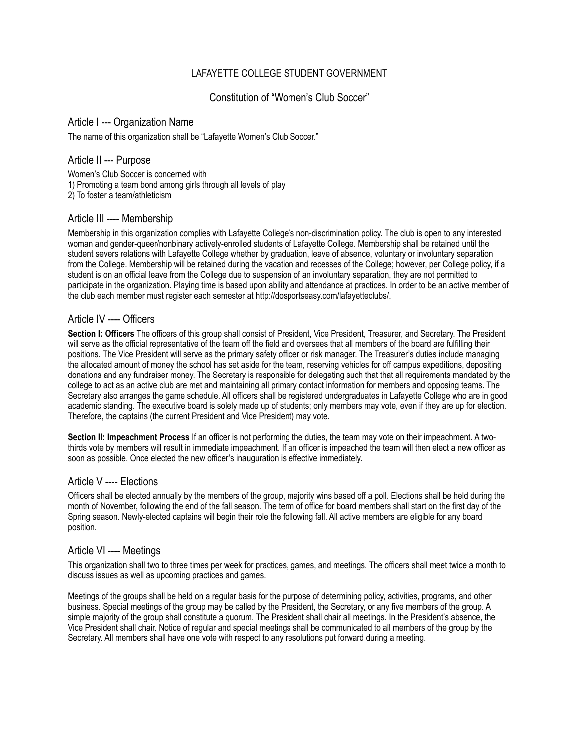LAFAYETTE COLLEGE STUDENT GOVERNMENT

# Constitution of "Women's Club Soccer"

## Article I --- Organization Name

The name of this organization shall be "Lafayette Women's Club Soccer."

## Article II --- Purpose

Women's Club Soccer is concerned with
1) Promoting a team bond among girls through all levels of play
2) To foster a team/athleticism

## Article III ---- Membership

Membership in this organization complies with Lafayette College's non-discrimination policy. The club is open to any interested woman and gender-queer/nonbinary actively-enrolled students of Lafayette College. Membership shall be retained until the student severs relations with Lafayette College whether by graduation, leave of absence, voluntary or involuntary separation from the College. Membership will be retained during the vacation and recesses of the College; however, per College policy, if a student is on an official leave from the College due to suspension of an involuntary separation, they are not permitted to participate in the organization. Playing time is based upon ability and attendance at practices. In order to be an active member of the club each member must register each semester at http://dosportseasy.com/lafayetteclubs/.

## Article IV ---- Officers

**Section I: Officers** The officers of this group shall consist of President, Vice President, Treasurer, and Secretary. The President will serve as the official representative of the team off the field and oversees that all members of the board are fulfilling their positions. The Vice President will serve as the primary safety officer or risk manager. The Treasurer's duties include managing the allocated amount of money the school has set aside for the team, reserving vehicles for off campus expeditions, depositing donations and any fundraiser money. The Secretary is responsible for delegating such that that all requirements mandated by the college to act as an active club are met and maintaining all primary contact information for members and opposing teams. The Secretary also arranges the game schedule. All officers shall be registered undergraduates in Lafayette College who are in good academic standing. The executive board is solely made up of students; only members may vote, even if they are up for election. Therefore, the captains (the current President and Vice President) may vote.

**Section II: Impeachment Process** If an officer is not performing the duties, the team may vote on their impeachment. A two-thirds vote by members will result in immediate impeachment. If an officer is impeached the team will then elect a new officer as soon as possible. Once elected the new officer's inauguration is effective immediately.

## Article V ---- Elections

Officers shall be elected annually by the members of the group, majority wins based off a poll. Elections shall be held during the month of November, following the end of the fall season. The term of office for board members shall start on the first day of the Spring season. Newly-elected captains will begin their role the following fall. All active members are eligible for any board position.

## Article VI ---- Meetings

This organization shall two to three times per week for practices, games, and meetings. The officers shall meet twice a month to discuss issues as well as upcoming practices and games.

Meetings of the groups shall be held on a regular basis for the purpose of determining policy, activities, programs, and other business. Special meetings of the group may be called by the President, the Secretary, or any five members of the group. A simple majority of the group shall constitute a quorum. The President shall chair all meetings. In the President's absence, the Vice President shall chair. Notice of regular and special meetings shall be communicated to all members of the group by the Secretary. All members shall have one vote with respect to any resolutions put forward during a meeting.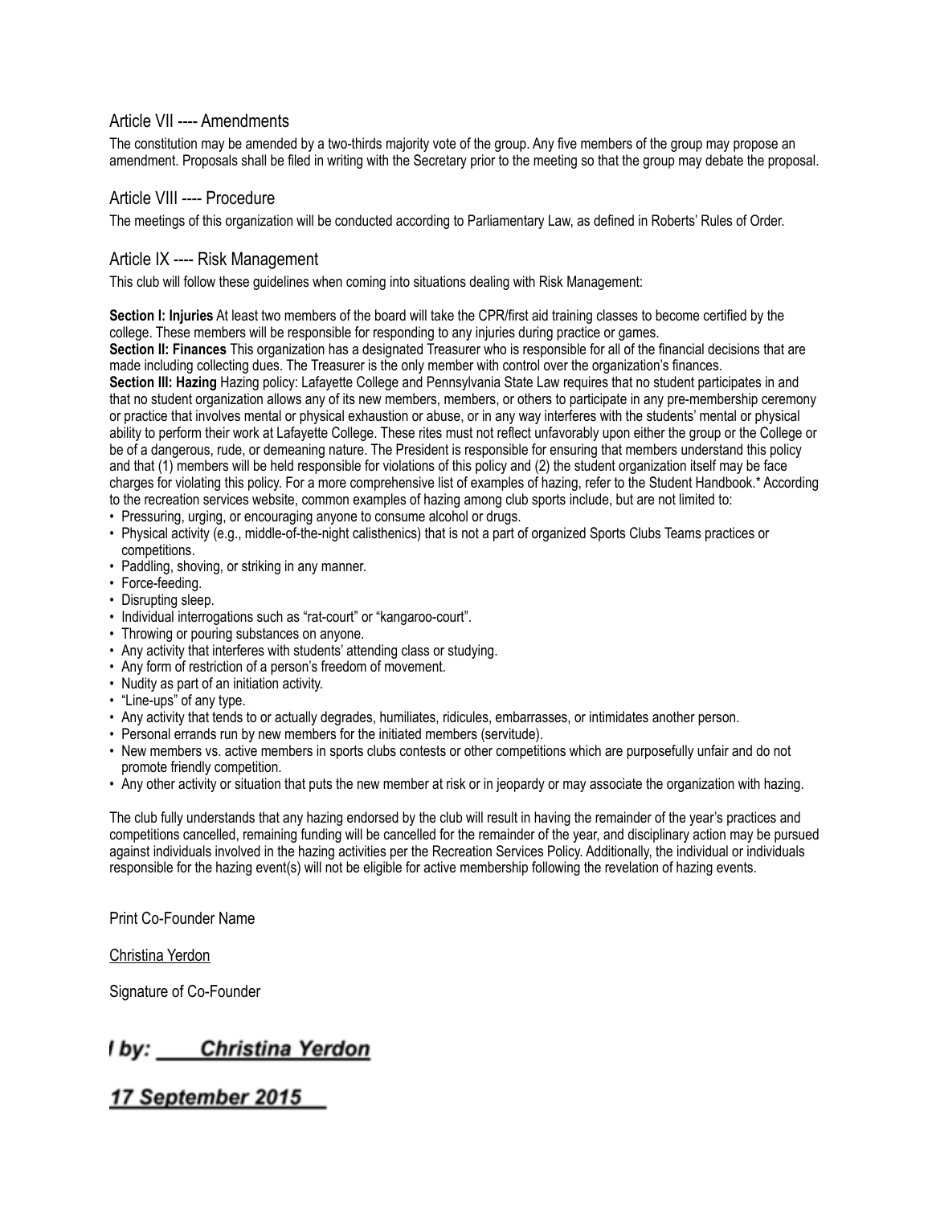## Article VII ---- Amendments

The constitution may be amended by a two-thirds majority vote of the group. Any five members of the group may propose an amendment. Proposals shall be filed in writing with the Secretary prior to the meeting so that the group may debate the proposal.

## Article VIII ---- Procedure

The meetings of this organization will be conducted according to Parliamentary Law, as defined in Roberts' Rules of Order.

## Article IX ---- Risk Management

This club will follow these guidelines when coming into situations dealing with Risk Management:

**Section I: Injuries** At least two members of the board will take the CPR/first aid training classes to become certified by the college. These members will be responsible for responding to any injuries during practice or games.
**Section II: Finances** This organization has a designated Treasurer who is responsible for all of the financial decisions that are made including collecting dues. The Treasurer is the only member with control over the organization's finances.
**Section III: Hazing** Hazing policy: Lafayette College and Pennsylvania State Law requires that no student participates in and that no student organization allows any of its new members, members, or others to participate in any pre-membership ceremony or practice that involves mental or physical exhaustion or abuse, or in any way interferes with the students' mental or physical ability to perform their work at Lafayette College. These rites must not reflect unfavorably upon either the group or the College or be of a dangerous, rude, or demeaning nature. The President is responsible for ensuring that members understand this policy and that (1) members will be held responsible for violations of this policy and (2) the student organization itself may be face charges for violating this policy. For a more comprehensive list of examples of hazing, refer to the Student Handbook.* According to the recreation services website, common examples of hazing among club sports include, but are not limited to:

- Pressuring, urging, or encouraging anyone to consume alcohol or drugs.
- Physical activity (e.g., middle-of-the-night calisthenics) that is not a part of organized Sports Clubs Teams practices or competitions.
- Paddling, shoving, or striking in any manner.
- Force-feeding.
- Disrupting sleep.
- Individual interrogations such as "rat-court" or "kangaroo-court".
- Throwing or pouring substances on anyone.
- Any activity that interferes with students' attending class or studying.
- Any form of restriction of a person's freedom of movement.
- Nudity as part of an initiation activity.
- "Line-ups" of any type.
- Any activity that tends to or actually degrades, humiliates, ridicules, embarrasses, or intimidates another person.
- Personal errands run by new members for the initiated members (servitude).
- New members vs. active members in sports clubs contests or other competitions which are purposefully unfair and do not promote friendly competition.
- Any other activity or situation that puts the new member at risk or in jeopardy or may associate the organization with hazing.

The club fully understands that any hazing endorsed by the club will result in having the remainder of the year's practices and competitions cancelled, remaining funding will be cancelled for the remainder of the year, and disciplinary action may be pursued against individuals involved in the hazing activities per the Recreation Services Policy. Additionally, the individual or individuals responsible for the hazing event(s) will not be eligible for active membership following the revelation of hazing events.

Print Co-Founder Name

Christina Yerdon

Signature of Co-Founder

***l by: \_\_\_\_Christina Yerdon***

***17 September 2015***